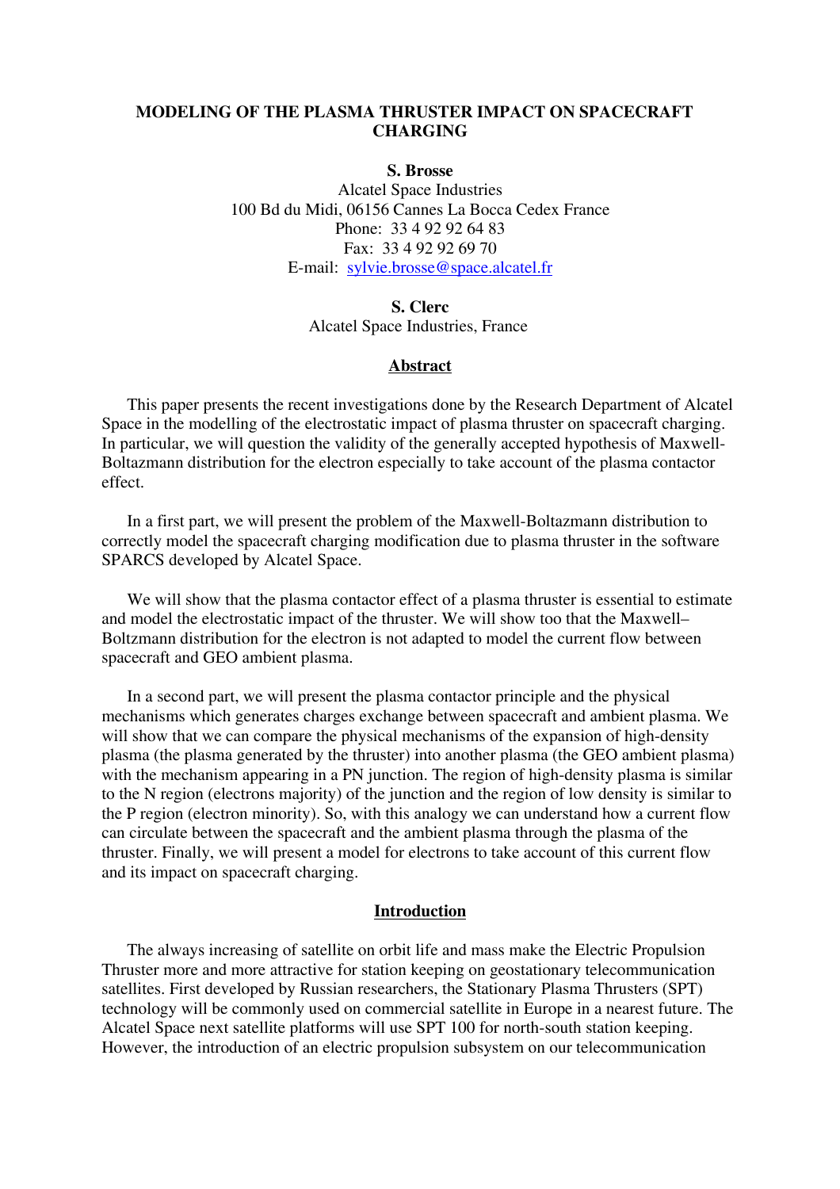# MODELING OF THE PLASMA THRUSTER IMPACT ON SPACECRAFT CHARGING

**S. Brosse**
Alcatel Space Industries
100 Bd du Midi, 06156 Cannes La Bocca Cedex France
Phone: 33 4 92 92 64 83
Fax: 33 4 92 92 69 70
E-mail: sylvie.brosse@space.alcatel.fr

**S. Clerc**
Alcatel Space Industries, France

## Abstract

This paper presents the recent investigations done by the Research Department of Alcatel Space in the modelling of the electrostatic impact of plasma thruster on spacecraft charging. In particular, we will question the validity of the generally accepted hypothesis of Maxwell-Boltazmann distribution for the electron especially to take account of the plasma contactor effect.

In a first part, we will present the problem of the Maxwell-Boltazmann distribution to correctly model the spacecraft charging modification due to plasma thruster in the software SPARCS developed by Alcatel Space.

We will show that the plasma contactor effect of a plasma thruster is essential to estimate and model the electrostatic impact of the thruster. We will show too that the Maxwell–Boltzmann distribution for the electron is not adapted to model the current flow between spacecraft and GEO ambient plasma.

In a second part, we will present the plasma contactor principle and the physical mechanisms which generates charges exchange between spacecraft and ambient plasma. We will show that we can compare the physical mechanisms of the expansion of high-density plasma (the plasma generated by the thruster) into another plasma (the GEO ambient plasma) with the mechanism appearing in a PN junction. The region of high-density plasma is similar to the N region (electrons majority) of the junction and the region of low density is similar to the P region (electron minority). So, with this analogy we can understand how a current flow can circulate between the spacecraft and the ambient plasma through the plasma of the thruster. Finally, we will present a model for electrons to take account of this current flow and its impact on spacecraft charging.

## Introduction

The always increasing of satellite on orbit life and mass make the Electric Propulsion Thruster more and more attractive for station keeping on geostationary telecommunication satellites. First developed by Russian researchers, the Stationary Plasma Thrusters (SPT) technology will be commonly used on commercial satellite in Europe in a nearest future. The Alcatel Space next satellite platforms will use SPT 100 for north-south station keeping. However, the introduction of an electric propulsion subsystem on our telecommunication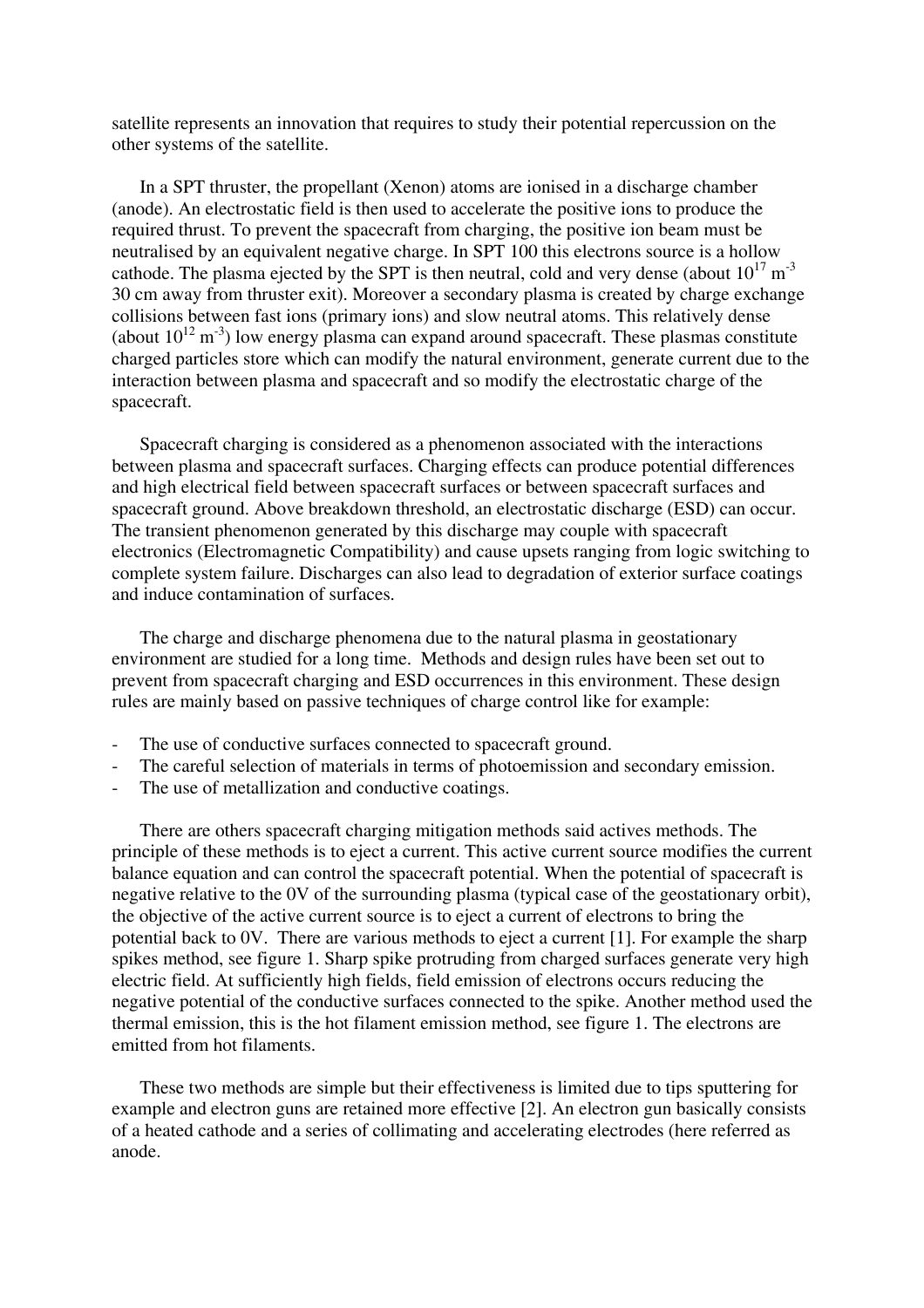satellite represents an innovation that requires to study their potential repercussion on the other systems of the satellite.

In a SPT thruster, the propellant (Xenon) atoms are ionised in a discharge chamber (anode). An electrostatic field is then used to accelerate the positive ions to produce the required thrust. To prevent the spacecraft from charging, the positive ion beam must be neutralised by an equivalent negative charge. In SPT 100 this electrons source is a hollow cathode. The plasma ejected by the SPT is then neutral, cold and very dense (about $10^{17}$ m$^{-3}$ 30 cm away from thruster exit). Moreover a secondary plasma is created by charge exchange collisions between fast ions (primary ions) and slow neutral atoms. This relatively dense (about $10^{12}$ m$^{-3}$) low energy plasma can expand around spacecraft. These plasmas constitute charged particles store which can modify the natural environment, generate current due to the interaction between plasma and spacecraft and so modify the electrostatic charge of the spacecraft.

Spacecraft charging is considered as a phenomenon associated with the interactions between plasma and spacecraft surfaces. Charging effects can produce potential differences and high electrical field between spacecraft surfaces or between spacecraft surfaces and spacecraft ground. Above breakdown threshold, an electrostatic discharge (ESD) can occur. The transient phenomenon generated by this discharge may couple with spacecraft electronics (Electromagnetic Compatibility) and cause upsets ranging from logic switching to complete system failure. Discharges can also lead to degradation of exterior surface coatings and induce contamination of surfaces.

The charge and discharge phenomena due to the natural plasma in geostationary environment are studied for a long time. Methods and design rules have been set out to prevent from spacecraft charging and ESD occurrences in this environment. These design rules are mainly based on passive techniques of charge control like for example:

- The use of conductive surfaces connected to spacecraft ground.
- The careful selection of materials in terms of photoemission and secondary emission.
- The use of metallization and conductive coatings.

There are others spacecraft charging mitigation methods said actives methods. The principle of these methods is to eject a current. This active current source modifies the current balance equation and can control the spacecraft potential. When the potential of spacecraft is negative relative to the 0V of the surrounding plasma (typical case of the geostationary orbit), the objective of the active current source is to eject a current of electrons to bring the potential back to 0V. There are various methods to eject a current [1]. For example the sharp spikes method, see figure 1. Sharp spike protruding from charged surfaces generate very high electric field. At sufficiently high fields, field emission of electrons occurs reducing the negative potential of the conductive surfaces connected to the spike. Another method used the thermal emission, this is the hot filament emission method, see figure 1. The electrons are emitted from hot filaments.

These two methods are simple but their effectiveness is limited due to tips sputtering for example and electron guns are retained more effective [2]. An electron gun basically consists of a heated cathode and a series of collimating and accelerating electrodes (here referred as anode.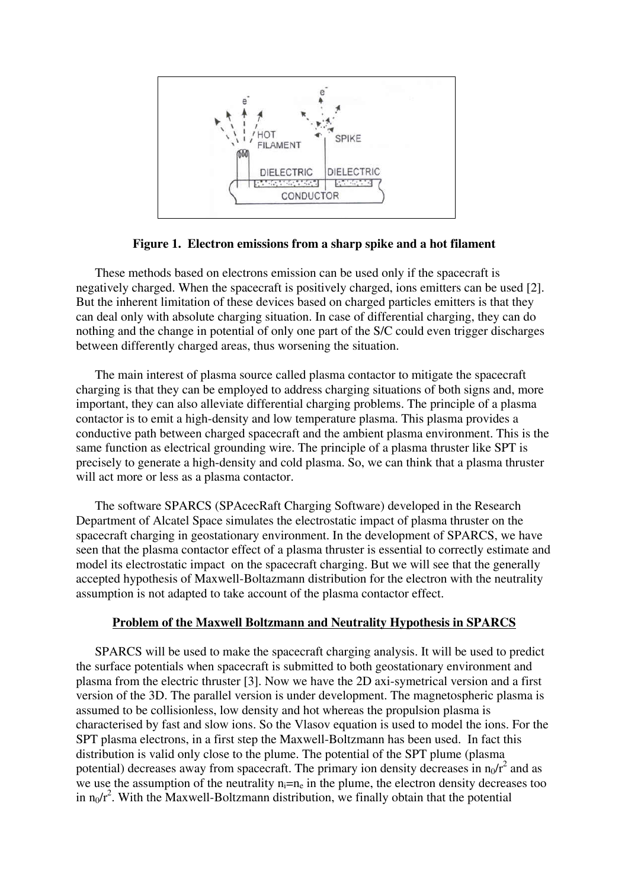**Figure 1. Electron emissions from a sharp spike and a hot filament**

These methods based on electrons emission can be used only if the spacecraft is negatively charged. When the spacecraft is positively charged, ions emitters can be used [2]. But the inherent limitation of these devices based on charged particles emitters is that they can deal only with absolute charging situation. In case of differential charging, they can do nothing and the change in potential of only one part of the S/C could even trigger discharges between differently charged areas, thus worsening the situation.

The main interest of plasma source called plasma contactor to mitigate the spacecraft charging is that they can be employed to address charging situations of both signs and, more important, they can also alleviate differential charging problems. The principle of a plasma contactor is to emit a high-density and low temperature plasma. This plasma provides a conductive path between charged spacecraft and the ambient plasma environment. This is the same function as electrical grounding wire. The principle of a plasma thruster like SPT is precisely to generate a high-density and cold plasma. So, we can think that a plasma thruster will act more or less as a plasma contactor.

The software SPARCS (SPAcecRaft Charging Software) developed in the Research Department of Alcatel Space simulates the electrostatic impact of plasma thruster on the spacecraft charging in geostationary environment. In the development of SPARCS, we have seen that the plasma contactor effect of a plasma thruster is essential to correctly estimate and model its electrostatic impact on the spacecraft charging. But we will see that the generally accepted hypothesis of Maxwell-Boltazmann distribution for the electron with the neutrality assumption is not adapted to take account of the plasma contactor effect.

## Problem of the Maxwell Boltzmann and Neutrality Hypothesis in SPARCS

SPARCS will be used to make the spacecraft charging analysis. It will be used to predict the surface potentials when spacecraft is submitted to both geostationary environment and plasma from the electric thruster [3]. Now we have the 2D axi-symetrical version and a first version of the 3D. The parallel version is under development. The magnetospheric plasma is assumed to be collisionless, low density and hot whereas the propulsion plasma is characterised by fast and slow ions. So the Vlasov equation is used to model the ions. For the SPT plasma electrons, in a first step the Maxwell-Boltzmann has been used. In fact this distribution is valid only close to the plume. The potential of the SPT plume (plasma potential) decreases away from spacecraft. The primary ion density decreases in $n_0/r^2$ and as we use the assumption of the neutrality $n_i=n_e$ in the plume, the electron density decreases too in $n_0/r^2$. With the Maxwell-Boltzmann distribution, we finally obtain that the potential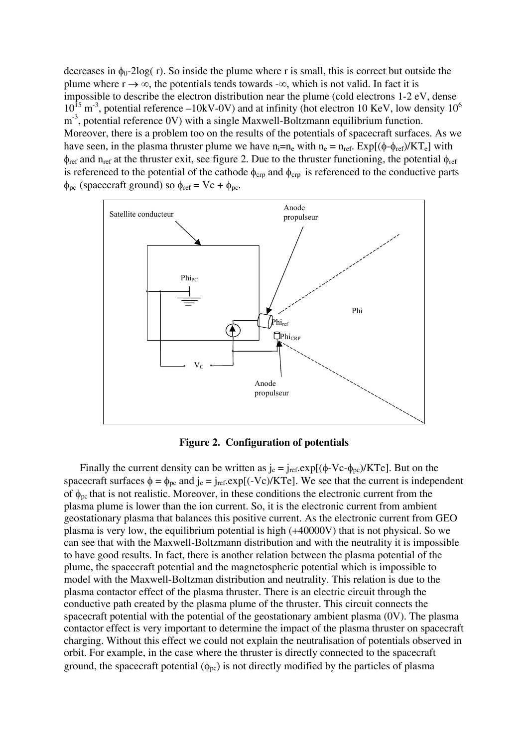decreases in $\phi_0$-2log( r). So inside the plume where r is small, this is correct but outside the plume where $r \rightarrow \infty$, the potentials tends towards $-\infty$, which is not valid. In fact it is impossible to describe the electron distribution near the plume (cold electrons 1-2 eV, dense $10^{15}$ m$^{-3}$, potential reference –10kV-0V) and at infinity (hot electron 10 KeV, low density $10^6$ m$^{-3}$, potential reference 0V) with a single Maxwell-Boltzmann equilibrium function. Moreover, there is a problem too on the results of the potentials of spacecraft surfaces. As we have seen, in the plasma thruster plume we have $n_i=n_e$ with $n_e = n_{ref}.\ \mathrm{Exp}[(\phi-\phi_{ref})/KT_e]$ with $\phi_{ref}$ and $n_{ref}$ at the thruster exit, see figure 2. Due to the thruster functioning, the potential $\phi_{ref}$ is referenced to the potential of the cathode $\phi_{crp}$ and $\phi_{crp}$ is referenced to the conductive parts $\phi_{pc}$ (spacecraft ground) so $\phi_{ref} = Vc + \phi_{pc}$.

**Figure 2. Configuration of potentials**

Finally the current density can be written as $j_e = j_{ref}.\exp[(\phi\text{-Vc-}\phi_{pc})/KTe]$. But on the spacecraft surfaces $\phi = \phi_{pc}$ and $j_e = j_{ref}.\exp[(\text{-Vc})/KTe]$. We see that the current is independent of $\phi_{pc}$ that is not realistic. Moreover, in these conditions the electronic current from the plasma plume is lower than the ion current. So, it is the electronic current from ambient geostationary plasma that balances this positive current. As the electronic current from GEO plasma is very low, the equilibrium potential is high (+40000V) that is not physical. So we can see that with the Maxwell-Boltzmann distribution and with the neutrality it is impossible to have good results. In fact, there is another relation between the plasma potential of the plume, the spacecraft potential and the magnetospheric potential which is impossible to model with the Maxwell-Boltzman distribution and neutrality. This relation is due to the plasma contactor effect of the plasma thruster. There is an electric circuit through the conductive path created by the plasma plume of the thruster. This circuit connects the spacecraft potential with the potential of the geostationary ambient plasma (0V). The plasma contactor effect is very important to determine the impact of the plasma thruster on spacecraft charging. Without this effect we could not explain the neutralisation of potentials observed in orbit. For example, in the case where the thruster is directly connected to the spacecraft ground, the spacecraft potential ($\phi_{pc}$) is not directly modified by the particles of plasma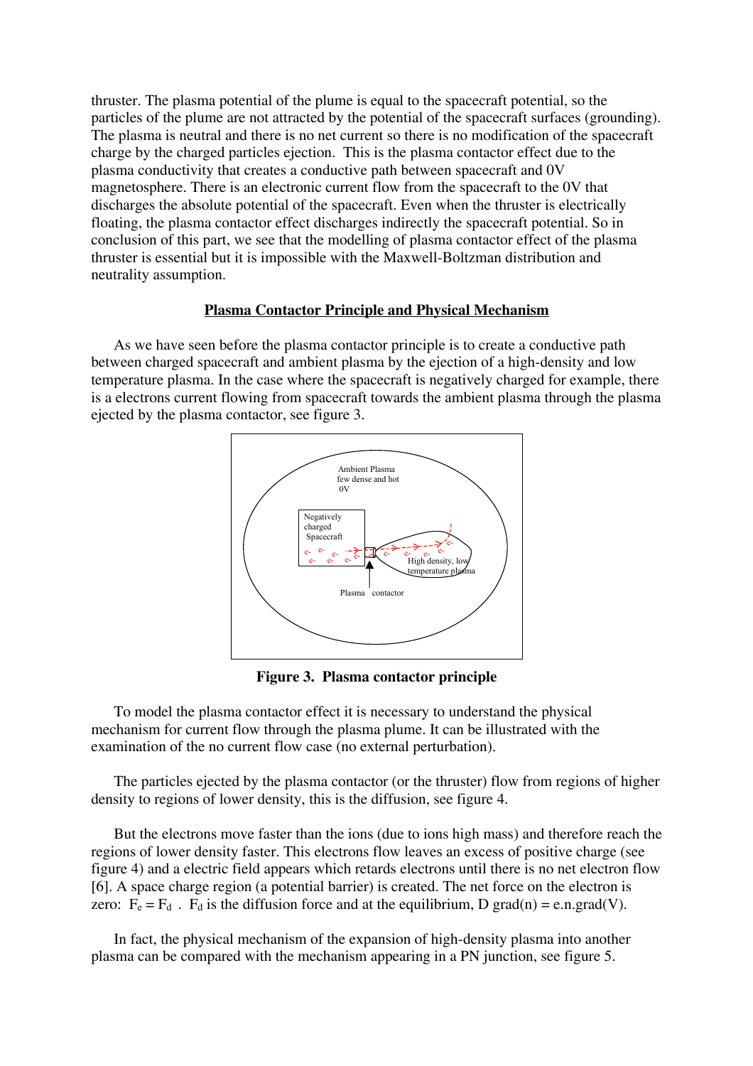thruster. The plasma potential of the plume is equal to the spacecraft potential, so the particles of the plume are not attracted by the potential of the spacecraft surfaces (grounding). The plasma is neutral and there is no net current so there is no modification of the spacecraft charge by the charged particles ejection. This is the plasma contactor effect due to the plasma conductivity that creates a conductive path between spacecraft and 0V magnetosphere. There is an electronic current flow from the spacecraft to the 0V that discharges the absolute potential of the spacecraft. Even when the thruster is electrically floating, the plasma contactor effect discharges indirectly the spacecraft potential. So in conclusion of this part, we see that the modelling of plasma contactor effect of the plasma thruster is essential but it is impossible with the Maxwell-Boltzman distribution and neutrality assumption.

## Plasma Contactor Principle and Physical Mechanism

As we have seen before the plasma contactor principle is to create a conductive path between charged spacecraft and ambient plasma by the ejection of a high-density and low temperature plasma. In the case where the spacecraft is negatively charged for example, there is a electrons current flowing from spacecraft towards the ambient plasma through the plasma ejected by the plasma contactor, see figure 3.

**Figure 3. Plasma contactor principle**

To model the plasma contactor effect it is necessary to understand the physical mechanism for current flow through the plasma plume. It can be illustrated with the examination of the no current flow case (no external perturbation).

The particles ejected by the plasma contactor (or the thruster) flow from regions of higher density to regions of lower density, this is the diffusion, see figure 4.

But the electrons move faster than the ions (due to ions high mass) and therefore reach the regions of lower density faster. This electrons flow leaves an excess of positive charge (see figure 4) and a electric field appears which retards electrons until there is no net electron flow [6]. A space charge region (a potential barrier) is created. The net force on the electron is zero: $F_e = F_d$ . $F_d$ is the diffusion force and at the equilibrium, $D\,\mathrm{grad}(n) = e.n.\mathrm{grad}(V)$.

In fact, the physical mechanism of the expansion of high-density plasma into another plasma can be compared with the mechanism appearing in a PN junction, see figure 5.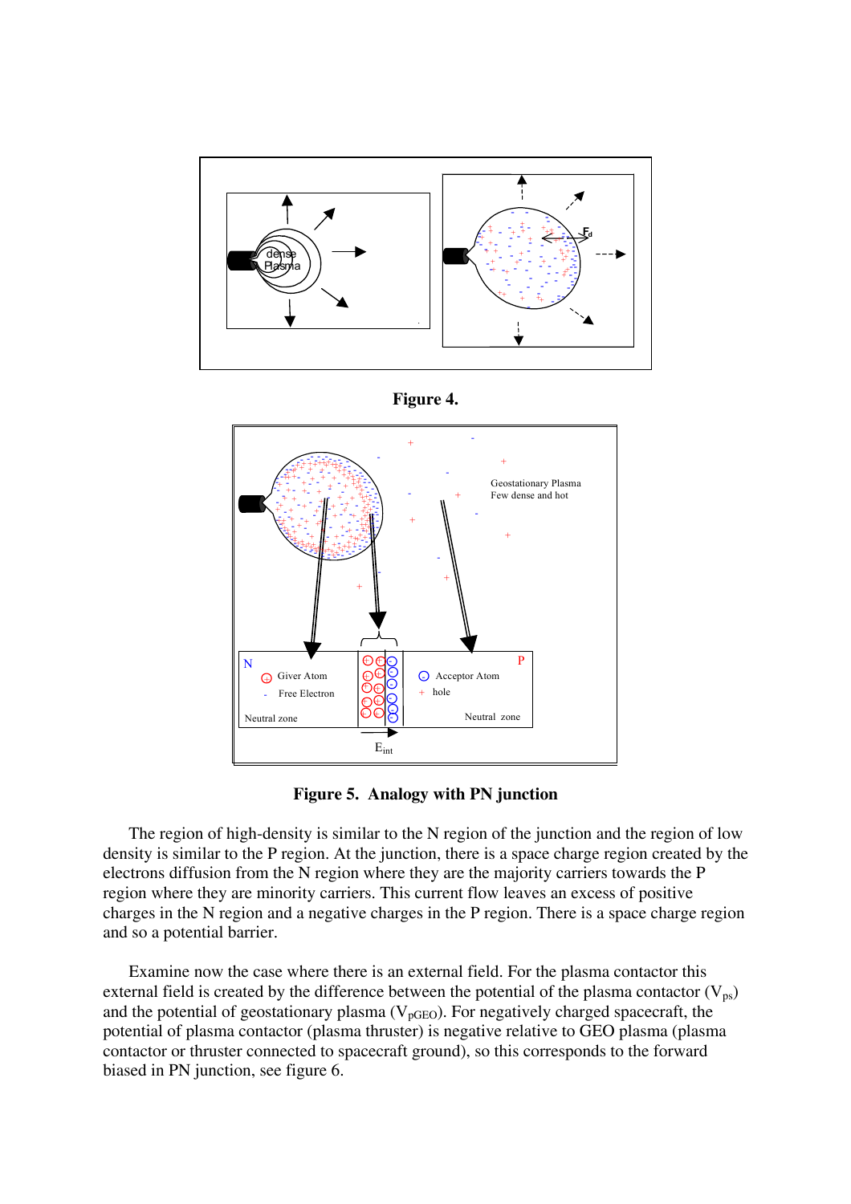**Figure 4.**

**Figure 5. Analogy with PN junction**

The region of high-density is similar to the N region of the junction and the region of low density is similar to the P region. At the junction, there is a space charge region created by the electrons diffusion from the N region where they are the majority carriers towards the P region where they are minority carriers. This current flow leaves an excess of positive charges in the N region and a negative charges in the P region. There is a space charge region and so a potential barrier.

Examine now the case where there is an external field. For the plasma contactor this external field is created by the difference between the potential of the plasma contactor ($V_{ps}$) and the potential of geostationary plasma ($V_{pGEO}$). For negatively charged spacecraft, the potential of plasma contactor (plasma thruster) is negative relative to GEO plasma (plasma contactor or thruster connected to spacecraft ground), so this corresponds to the forward biased in PN junction, see figure 6.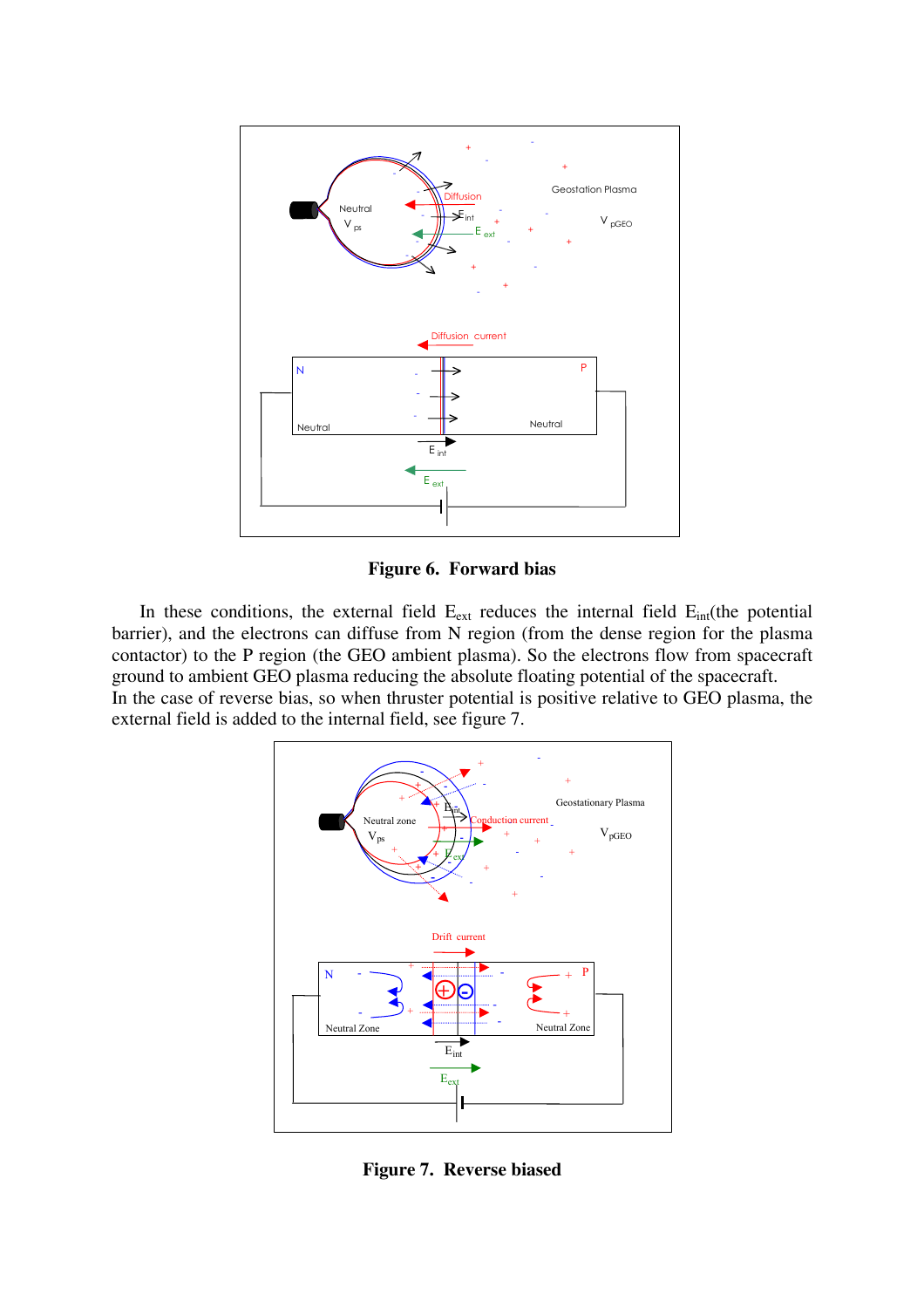**Figure 6. Forward bias**

In these conditions, the external field $E_{ext}$ reduces the internal field $E_{int}$(the potential barrier), and the electrons can diffuse from N region (from the dense region for the plasma contactor) to the P region (the GEO ambient plasma). So the electrons flow from spacecraft ground to ambient GEO plasma reducing the absolute floating potential of the spacecraft.
In the case of reverse bias, so when thruster potential is positive relative to GEO plasma, the external field is added to the internal field, see figure 7.

**Figure 7. Reverse biased**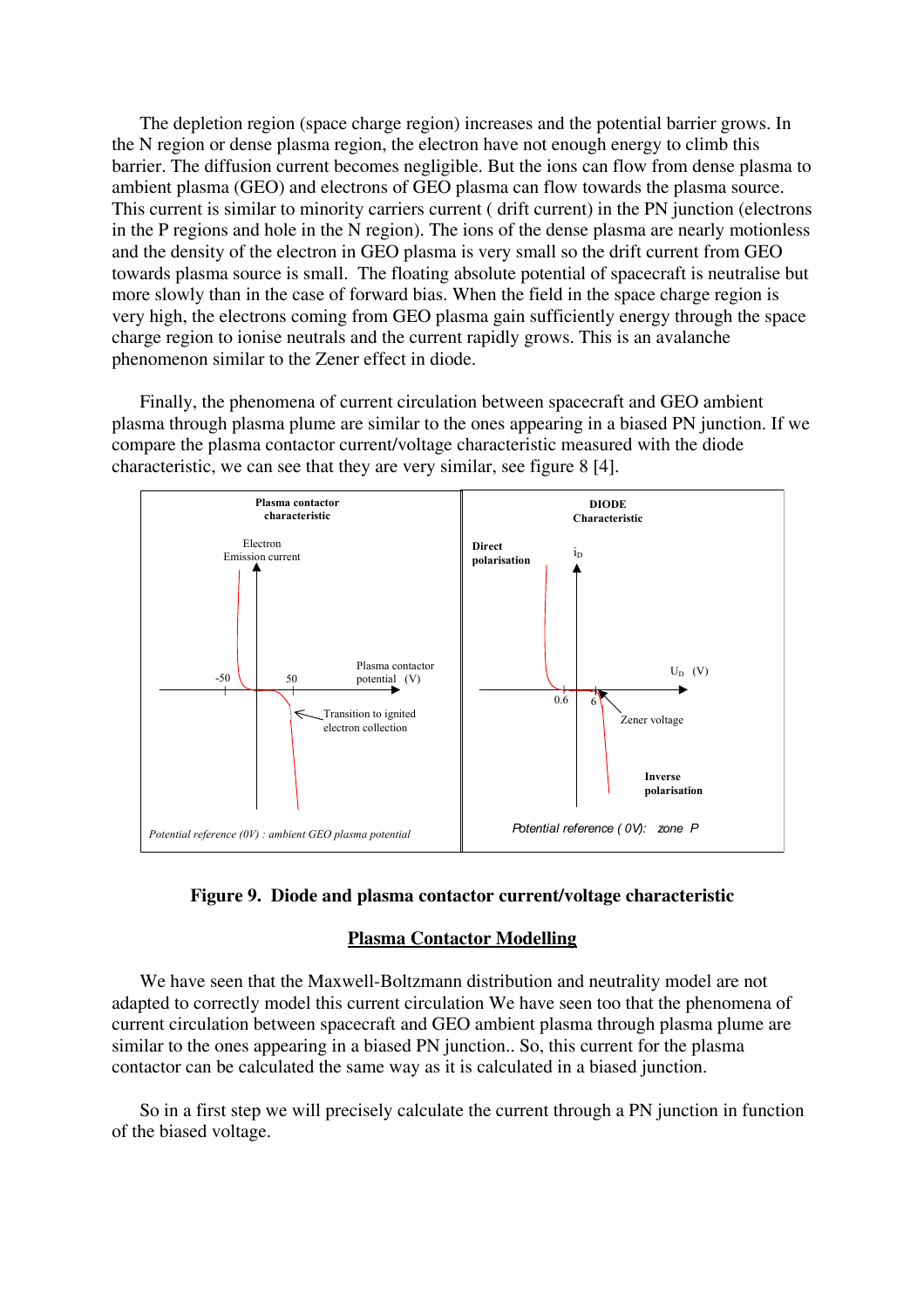The depletion region (space charge region) increases and the potential barrier grows. In the N region or dense plasma region, the electron have not enough energy to climb this barrier. The diffusion current becomes negligible. But the ions can flow from dense plasma to ambient plasma (GEO) and electrons of GEO plasma can flow towards the plasma source. This current is similar to minority carriers current ( drift current) in the PN junction (electrons in the P regions and hole in the N region). The ions of the dense plasma are nearly motionless and the density of the electron in GEO plasma is very small so the drift current from GEO towards plasma source is small. The floating absolute potential of spacecraft is neutralise but more slowly than in the case of forward bias. When the field in the space charge region is very high, the electrons coming from GEO plasma gain sufficiently energy through the space charge region to ionise neutrals and the current rapidly grows. This is an avalanche phenomenon similar to the Zener effect in diode.

Finally, the phenomena of current circulation between spacecraft and GEO ambient plasma through plasma plume are similar to the ones appearing in a biased PN junction. If we compare the plasma contactor current/voltage characteristic measured with the diode characteristic, we can see that they are very similar, see figure 8 [4].

**Plasma contactor characteristic**

Electron Emission current

-50 &nbsp;&nbsp; 50 &nbsp;&nbsp; Plasma contactor potential (V)

Transition to ignited electron collection

*Potential reference (0V) : ambient GEO plasma potential*

**DIODE Characteristic**

**Direct polarisation** &nbsp;&nbsp; $i_D$

$U_D$ (V)

0.6 &nbsp;&nbsp; 6 &nbsp;&nbsp; Zener voltage

**Inverse polarisation**

*Potential reference ( 0V): zone P*

**Figure 9. Diode and plasma contactor current/voltage characteristic**

## <u>Plasma Contactor Modelling</u>

We have seen that the Maxwell-Boltzmann distribution and neutrality model are not adapted to correctly model this current circulation We have seen too that the phenomena of current circulation between spacecraft and GEO ambient plasma through plasma plume are similar to the ones appearing in a biased PN junction.. So, this current for the plasma contactor can be calculated the same way as it is calculated in a biased junction.

So in a first step we will precisely calculate the current through a PN junction in function of the biased voltage.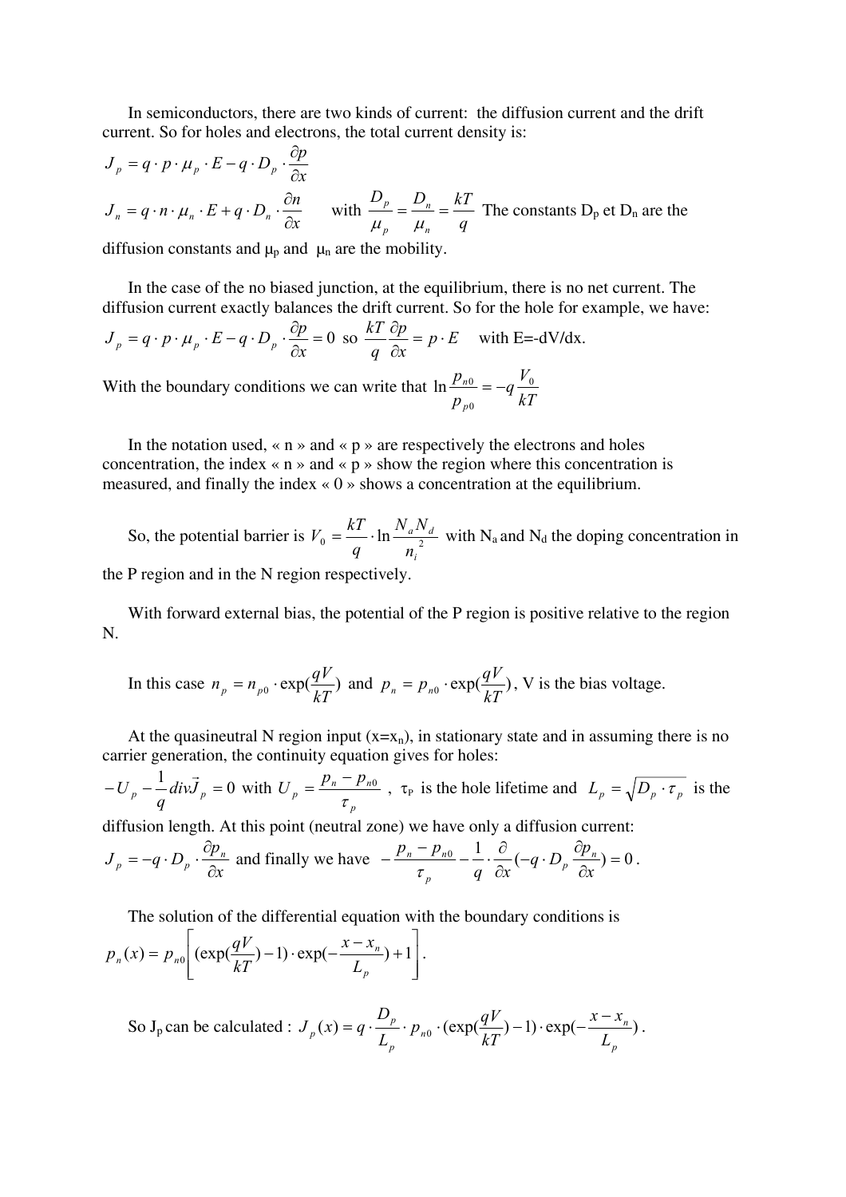In semiconductors, there are two kinds of current: the diffusion current and the drift current. So for holes and electrons, the total current density is:

$$J_p = q \cdot p \cdot \mu_p \cdot E - q \cdot D_p \cdot \frac{\partial p}{\partial x}$$

$$J_n = q \cdot n \cdot \mu_n \cdot E + q \cdot D_n \cdot \frac{\partial n}{\partial x}$$ with $\frac{D_p}{\mu_p} = \frac{D_n}{\mu_n} = \frac{kT}{q}$ The constants $D_p$ et $D_n$ are the diffusion constants and $\mu_p$ and $\mu_n$ are the mobility.

In the case of the no biased junction, at the equilibrium, there is no net current. The diffusion current exactly balances the drift current. So for the hole for example, we have:

$$J_p = q \cdot p \cdot \mu_p \cdot E - q \cdot D_p \cdot \frac{\partial p}{\partial x} = 0 \text{ so } \frac{kT}{q}\frac{\partial p}{\partial x} = p \cdot E$$ with E=-dV/dx.

With the boundary conditions we can write that $\ln \frac{p_{n0}}{p_{p0}} = -q\frac{V_0}{kT}$

In the notation used, « n » and « p » are respectively the electrons and holes concentration, the index « n » and « p » show the region where this concentration is measured, and finally the index « 0 » shows a concentration at the equilibrium.

So, the potential barrier is $V_0 = \frac{kT}{q} \cdot \ln \frac{N_a N_d}{n_i^2}$ with $N_a$ and $N_d$ the doping concentration in the P region and in the N region respectively.

With forward external bias, the potential of the P region is positive relative to the region N.

In this case $n_p = n_{p0} \cdot \exp(\frac{qV}{kT})$ and $p_n = p_{n0} \cdot \exp(\frac{qV}{kT})$, V is the bias voltage.

At the quasineutral N region input ($x=x_n$), in stationary state and in assuming there is no carrier generation, the continuity equation gives for holes:

$-U_p - \frac{1}{q} div \vec{J}_p = 0$ with $U_p = \frac{p_n - p_{n0}}{\tau_p}$, $\tau_P$ is the hole lifetime and $L_p = \sqrt{D_p \cdot \tau_p}$ is the diffusion length. At this point (neutral zone) we have only a diffusion current:

$J_p = -q \cdot D_p \cdot \frac{\partial p_n}{\partial x}$ and finally we have $-\frac{p_n - p_{n0}}{\tau_p} - \frac{1}{q} \cdot \frac{\partial}{\partial x}(-q \cdot D_p \cdot \frac{\partial p_n}{\partial x}) = 0$.

The solution of the differential equation with the boundary conditions is

$$p_n(x) = p_{n0}\left[(\exp(\frac{qV}{kT}) - 1) \cdot \exp(-\frac{x - x_n}{L_p}) + 1\right].$$

So $J_p$ can be calculated : $J_p(x) = q \cdot \frac{D_p}{L_p} \cdot p_{n0} \cdot (\exp(\frac{qV}{kT}) - 1) \cdot \exp(-\frac{x - x_n}{L_p})$.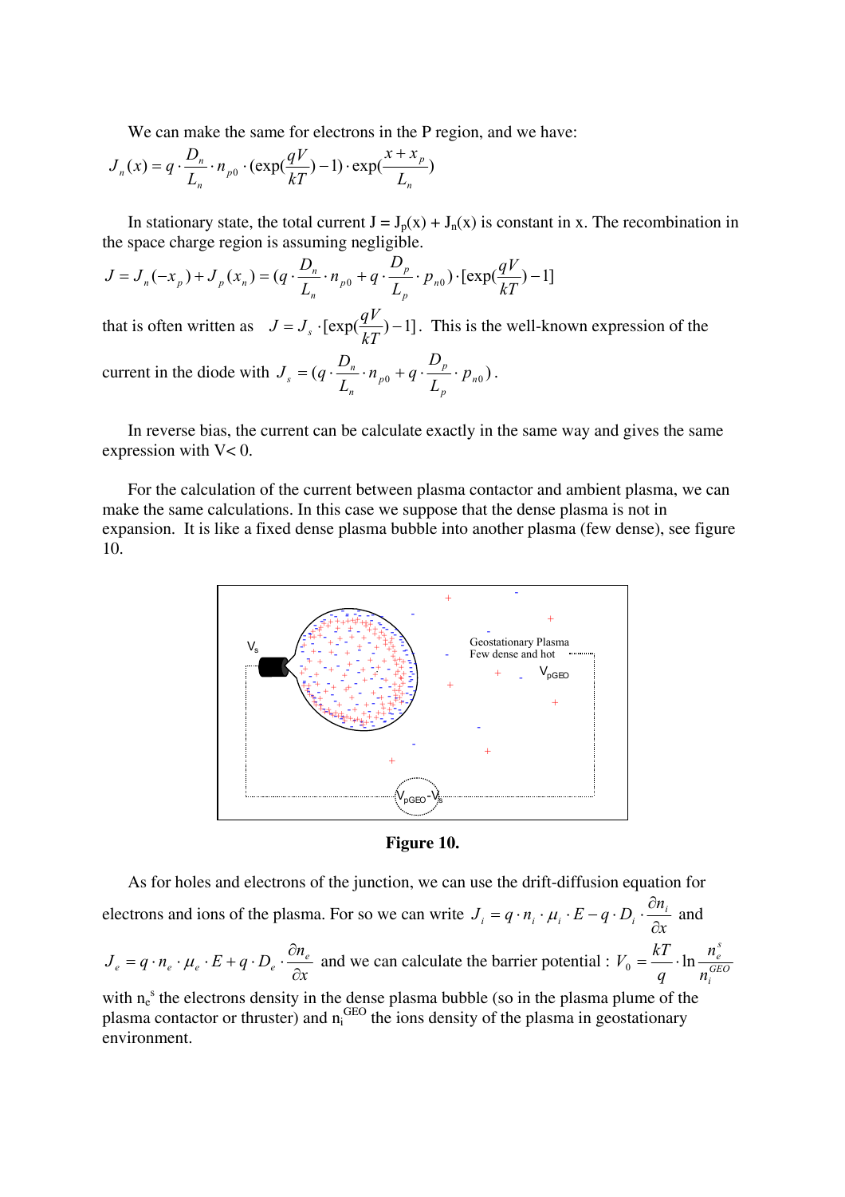We can make the same for electrons in the P region, and we have:

$$J_n(x) = q \cdot \frac{D_n}{L_n} \cdot n_{p0} \cdot (\exp(\frac{qV}{kT}) - 1) \cdot \exp(\frac{x + x_p}{L_n})$$

In stationary state, the total current J = $J_p(x) + J_n(x)$ is constant in x. The recombination in the space charge region is assuming negligible.

$$J = J_n(-x_p) + J_p(x_n) = (q \cdot \frac{D_n}{L_n} \cdot n_{p0} + q \cdot \frac{D_p}{L_p} \cdot p_{n0}) \cdot [\exp(\frac{qV}{kT}) - 1]$$

that is often written as $J = J_s \cdot [\exp(\frac{qV}{kT}) - 1]$. This is the well-known expression of the current in the diode with $J_s = (q \cdot \frac{D_n}{L_n} \cdot n_{p0} + q \cdot \frac{D_p}{L_p} \cdot p_{n0})$.

In reverse bias, the current can be calculate exactly in the same way and gives the same expression with V< 0.

For the calculation of the current between plasma contactor and ambient plasma, we can make the same calculations. In this case we suppose that the dense plasma is not in expansion. It is like a fixed dense plasma bubble into another plasma (few dense), see figure 10.

**Figure 10.**

As for holes and electrons of the junction, we can use the drift-diffusion equation for electrons and ions of the plasma. For so we can write $J_i = q \cdot n_i \cdot \mu_i \cdot E - q \cdot D_i \cdot \frac{\partial n_i}{\partial x}$ and $J_e = q \cdot n_e \cdot \mu_e \cdot E + q \cdot D_e \cdot \frac{\partial n_e}{\partial x}$ and we can calculate the barrier potential : $V_0 = \frac{kT}{q} \cdot \ln \frac{n_e^s}{n_i^{GEO}}$ with $n_e^s$ the electrons density in the dense plasma bubble (so in the plasma plume of the plasma contactor or thruster) and $n_i^{GEO}$ the ions density of the plasma in geostationary environment.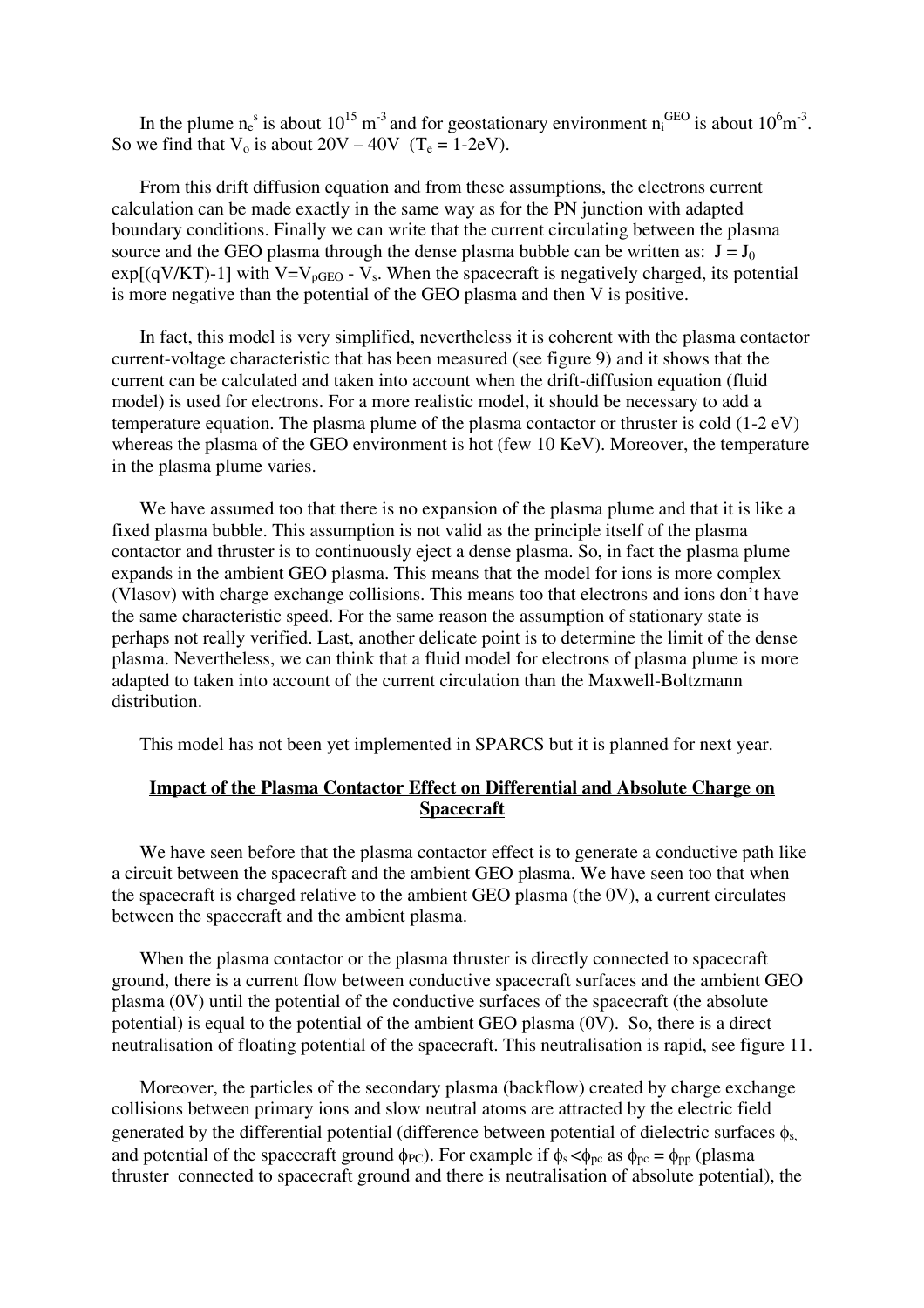In the plume $n_e^s$ is about $10^{15}$ m$^{-3}$ and for geostationary environment $n_i^{GEO}$ is about $10^6$m$^{-3}$. So we find that $V_o$ is about 20V – 40V ($T_e$ = 1-2eV).

From this drift diffusion equation and from these assumptions, the electrons current calculation can be made exactly in the same way as for the PN junction with adapted boundary conditions. Finally we can write that the current circulating between the plasma source and the GEO plasma through the dense plasma bubble can be written as: $J = J_0 \exp[(qV/KT)-1]$ with $V=V_{pGEO} - V_s$. When the spacecraft is negatively charged, its potential is more negative than the potential of the GEO plasma and then V is positive.

In fact, this model is very simplified, nevertheless it is coherent with the plasma contactor current-voltage characteristic that has been measured (see figure 9) and it shows that the current can be calculated and taken into account when the drift-diffusion equation (fluid model) is used for electrons. For a more realistic model, it should be necessary to add a temperature equation. The plasma plume of the plasma contactor or thruster is cold (1-2 eV) whereas the plasma of the GEO environment is hot (few 10 KeV). Moreover, the temperature in the plasma plume varies.

We have assumed too that there is no expansion of the plasma plume and that it is like a fixed plasma bubble. This assumption is not valid as the principle itself of the plasma contactor and thruster is to continuously eject a dense plasma. So, in fact the plasma plume expands in the ambient GEO plasma. This means that the model for ions is more complex (Vlasov) with charge exchange collisions. This means too that electrons and ions don't have the same characteristic speed. For the same reason the assumption of stationary state is perhaps not really verified. Last, another delicate point is to determine the limit of the dense plasma. Nevertheless, we can think that a fluid model for electrons of plasma plume is more adapted to taken into account of the current circulation than the Maxwell-Boltzmann distribution.

This model has not been yet implemented in SPARCS but it is planned for next year.

## **Impact of the Plasma Contactor Effect on Differential and Absolute Charge on Spacecraft**

We have seen before that the plasma contactor effect is to generate a conductive path like a circuit between the spacecraft and the ambient GEO plasma. We have seen too that when the spacecraft is charged relative to the ambient GEO plasma (the 0V), a current circulates between the spacecraft and the ambient plasma.

When the plasma contactor or the plasma thruster is directly connected to spacecraft ground, there is a current flow between conductive spacecraft surfaces and the ambient GEO plasma (0V) until the potential of the conductive surfaces of the spacecraft (the absolute potential) is equal to the potential of the ambient GEO plasma (0V). So, there is a direct neutralisation of floating potential of the spacecraft. This neutralisation is rapid, see figure 11.

Moreover, the particles of the secondary plasma (backflow) created by charge exchange collisions between primary ions and slow neutral atoms are attracted by the electric field generated by the differential potential (difference between potential of dielectric surfaces $\phi_s$, and potential of the spacecraft ground $\phi_{PC}$). For example if $\phi_s < \phi_{pc}$ as $\phi_{pc} = \phi_{pp}$ (plasma thruster connected to spacecraft ground and there is neutralisation of absolute potential), the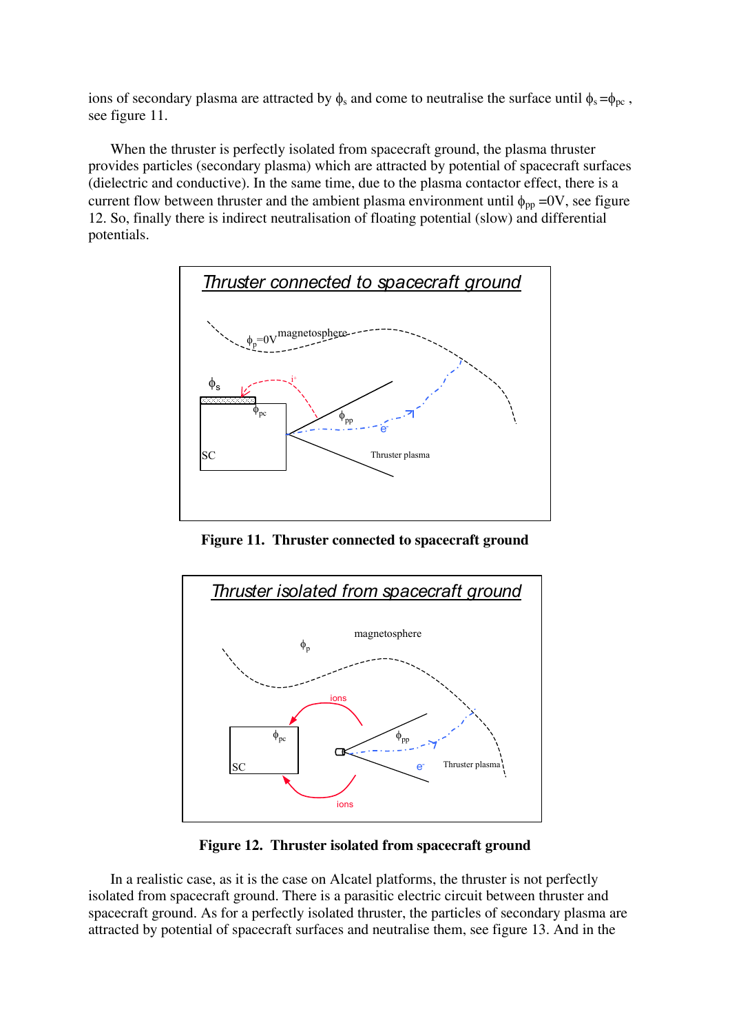ions of secondary plasma are attracted by $\phi_s$ and come to neutralise the surface until $\phi_s = \phi_{pc}$ , see figure 11.

When the thruster is perfectly isolated from spacecraft ground, the plasma thruster provides particles (secondary plasma) which are attracted by potential of spacecraft surfaces (dielectric and conductive). In the same time, due to the plasma contactor effect, there is a current flow between thruster and the ambient plasma environment until $\phi_{pp}$ =0V, see figure 12. So, finally there is indirect neutralisation of floating potential (slow) and differential potentials.

**Figure 11. Thruster connected to spacecraft ground**

**Figure 12. Thruster isolated from spacecraft ground**

In a realistic case, as it is the case on Alcatel platforms, the thruster is not perfectly isolated from spacecraft ground. There is a parasitic electric circuit between thruster and spacecraft ground. As for a perfectly isolated thruster, the particles of secondary plasma are attracted by potential of spacecraft surfaces and neutralise them, see figure 13. And in the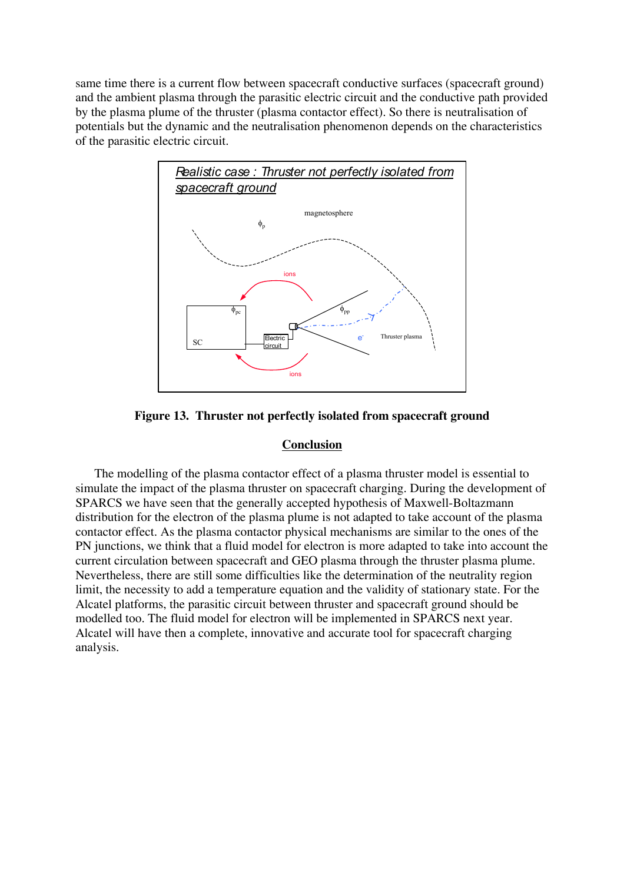same time there is a current flow between spacecraft conductive surfaces (spacecraft ground) and the ambient plasma through the parasitic electric circuit and the conductive path provided by the plasma plume of the thruster (plasma contactor effect). So there is neutralisation of potentials but the dynamic and the neutralisation phenomenon depends on the characteristics of the parasitic electric circuit.

**Figure 13. Thruster not perfectly isolated from spacecraft ground**

## Conclusion

The modelling of the plasma contactor effect of a plasma thruster model is essential to simulate the impact of the plasma thruster on spacecraft charging. During the development of SPARCS we have seen that the generally accepted hypothesis of Maxwell-Boltazmann distribution for the electron of the plasma plume is not adapted to take account of the plasma contactor effect. As the plasma contactor physical mechanisms are similar to the ones of the PN junctions, we think that a fluid model for electron is more adapted to take into account the current circulation between spacecraft and GEO plasma through the thruster plasma plume. Nevertheless, there are still some difficulties like the determination of the neutrality region limit, the necessity to add a temperature equation and the validity of stationary state. For the Alcatel platforms, the parasitic circuit between thruster and spacecraft ground should be modelled too. The fluid model for electron will be implemented in SPARCS next year. Alcatel will have then a complete, innovative and accurate tool for spacecraft charging analysis.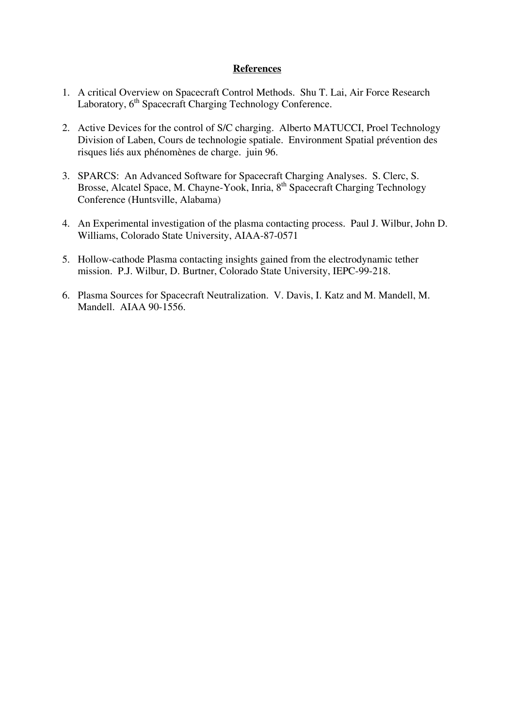## References

1. A critical Overview on Spacecraft Control Methods. Shu T. Lai, Air Force Research Laboratory, 6th Spacecraft Charging Technology Conference.

2. Active Devices for the control of S/C charging. Alberto MATUCCI, Proel Technology Division of Laben, Cours de technologie spatiale. Environment Spatial prévention des risques liés aux phénomènes de charge. juin 96.

3. SPARCS: An Advanced Software for Spacecraft Charging Analyses. S. Clerc, S. Brosse, Alcatel Space, M. Chayne-Yook, Inria, 8th Spacecraft Charging Technology Conference (Huntsville, Alabama)

4. An Experimental investigation of the plasma contacting process. Paul J. Wilbur, John D. Williams, Colorado State University, AIAA-87-0571

5. Hollow-cathode Plasma contacting insights gained from the electrodynamic tether mission. P.J. Wilbur, D. Burtner, Colorado State University, IEPC-99-218.

6. Plasma Sources for Spacecraft Neutralization. V. Davis, I. Katz and M. Mandell, M. Mandell. AIAA 90-1556.